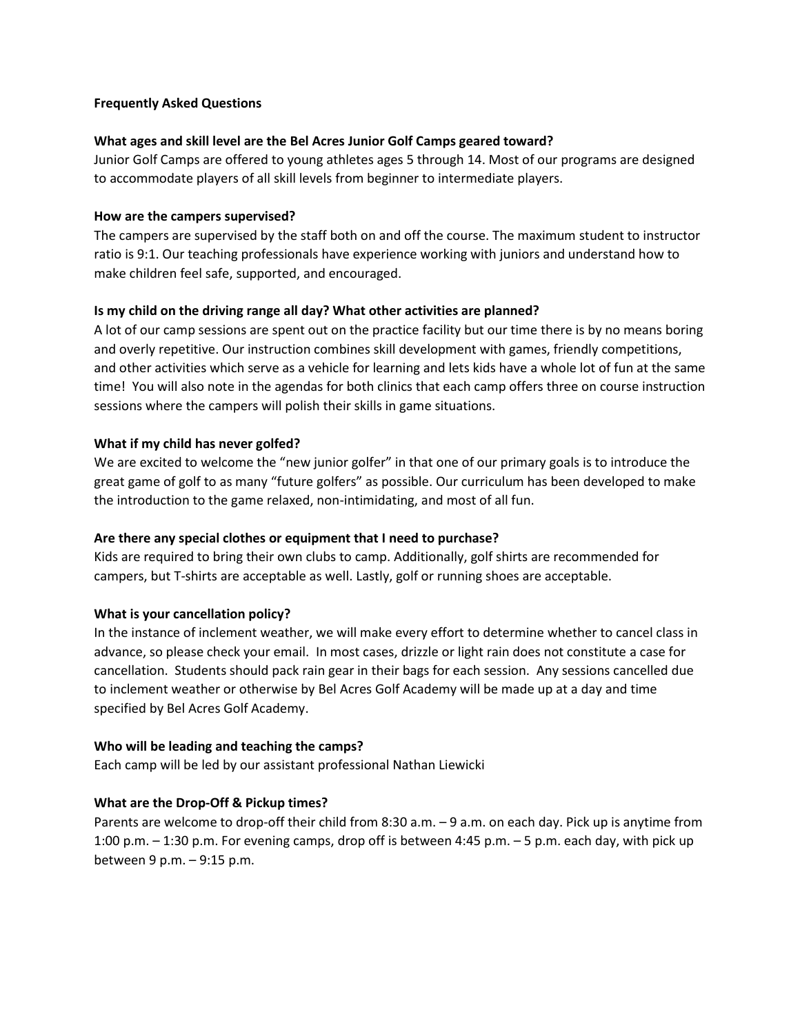**Frequently Asked Questions**

**What ages and skill level are the Bel Acres Junior Golf Camps geared toward?**

Junior Golf Camps are offered to young athletes ages 5 through 14. Most of our programs are designed to accommodate players of all skill levels from beginner to intermediate players.

**How are the campers supervised?**

The campers are supervised by the staff both on and off the course. The maximum student to instructor ratio is 9:1. Our teaching professionals have experience working with juniors and understand how to make children feel safe, supported, and encouraged.

**Is my child on the driving range all day? What other activities are planned?**

A lot of our camp sessions are spent out on the practice facility but our time there is by no means boring and overly repetitive. Our instruction combines skill development with games, friendly competitions, and other activities which serve as a vehicle for learning and lets kids have a whole lot of fun at the same time! You will also note in the agendas for both clinics that each camp offers three on course instruction sessions where the campers will polish their skills in game situations.

**What if my child has never golfed?**

We are excited to welcome the "new junior golfer" in that one of our primary goals is to introduce the great game of golf to as many "future golfers" as possible. Our curriculum has been developed to make the introduction to the game relaxed, non-intimidating, and most of all fun.

**Are there any special clothes or equipment that I need to purchase?**

Kids are required to bring their own clubs to camp. Additionally, golf shirts are recommended for campers, but T-shirts are acceptable as well. Lastly, golf or running shoes are acceptable.

**What is your cancellation policy?**

In the instance of inclement weather, we will make every effort to determine whether to cancel class in advance, so please check your email. In most cases, drizzle or light rain does not constitute a case for cancellation. Students should pack rain gear in their bags for each session. Any sessions cancelled due to inclement weather or otherwise by Bel Acres Golf Academy will be made up at a day and time specified by Bel Acres Golf Academy.

**Who will be leading and teaching the camps?**

Each camp will be led by our assistant professional Nathan Liewicki

**What are the Drop-Off & Pickup times?**

Parents are welcome to drop-off their child from 8:30 a.m. – 9 a.m. on each day. Pick up is anytime from 1:00 p.m. – 1:30 p.m. For evening camps, drop off is between 4:45 p.m. – 5 p.m. each day, with pick up between 9 p.m. – 9:15 p.m.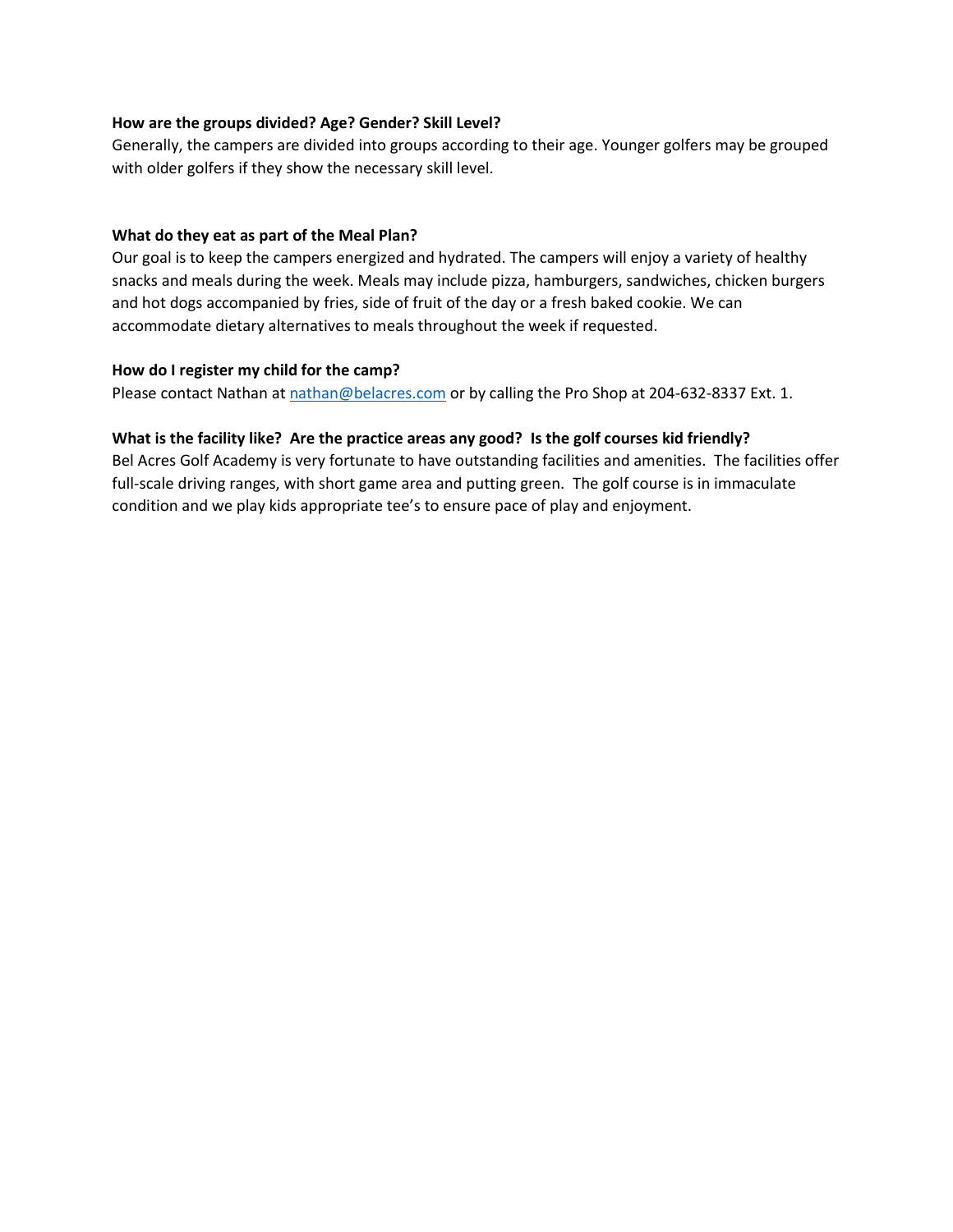**How are the groups divided? Age? Gender? Skill Level?**

Generally, the campers are divided into groups according to their age. Younger golfers may be grouped with older golfers if they show the necessary skill level.

**What do they eat as part of the Meal Plan?**

Our goal is to keep the campers energized and hydrated. The campers will enjoy a variety of healthy snacks and meals during the week. Meals may include pizza, hamburgers, sandwiches, chicken burgers and hot dogs accompanied by fries, side of fruit of the day or a fresh baked cookie. We can accommodate dietary alternatives to meals throughout the week if requested.

**How do I register my child for the camp?**

Please contact Nathan at nathan@belacres.com or by calling the Pro Shop at 204-632-8337 Ext. 1.

**What is the facility like? Are the practice areas any good? Is the golf courses kid friendly?**

Bel Acres Golf Academy is very fortunate to have outstanding facilities and amenities. The facilities offer full-scale driving ranges, with short game area and putting green. The golf course is in immaculate condition and we play kids appropriate tee's to ensure pace of play and enjoyment.